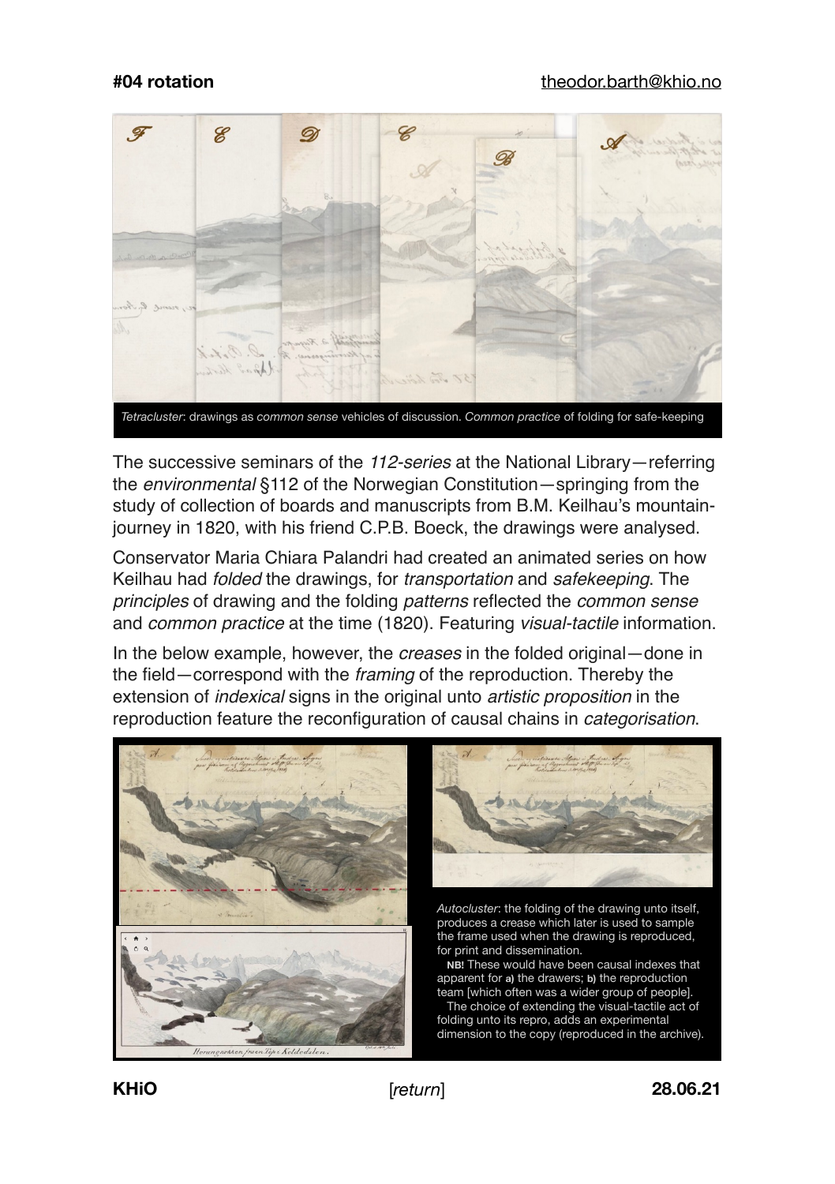**#04 rotation** theodor.barth@khio.no

*Tetracluster*: drawings as *common sense* vehicles of discussion. *Common practice* of folding for safe-keeping

The successive seminars of the *112-series* at the National Library—referring the *environmental* §112 of the Norwegian Constitution—springing from the study of collection of boards and manuscripts from B.M. Keilhau's mountain-journey in 1820, with his friend C.P.B. Boeck, the drawings were analysed.

Conservator Maria Chiara Palandri had created an animated series on how Keilhau had *folded* the drawings, for *transportation* and *safekeeping*. The *principles* of drawing and the folding *patterns* reflected the *common sense* and *common practice* at the time (1820). Featuring *visual-tactile* information.

In the below example, however, the *creases* in the folded original—done in the field—correspond with the *framing* of the reproduction. Thereby the extension of *indexical* signs in the original unto *artistic proposition* in the reproduction feature the reconfiguration of causal chains in *categorisation*.

*Autocluster*: the folding of the drawing unto itself, produces a crease which later is used to sample the frame used when the drawing is reproduced, for print and dissemination.

**NB!** These would have been causal indexes that apparent for **a)** the drawers; **b)** the reproduction team [which often was a wider group of people].

The choice of extending the visual-tactile act of folding unto its repro, adds an experimental dimension to the copy (reproduced in the archive).

**KHiO** [*return*] **28.06.21**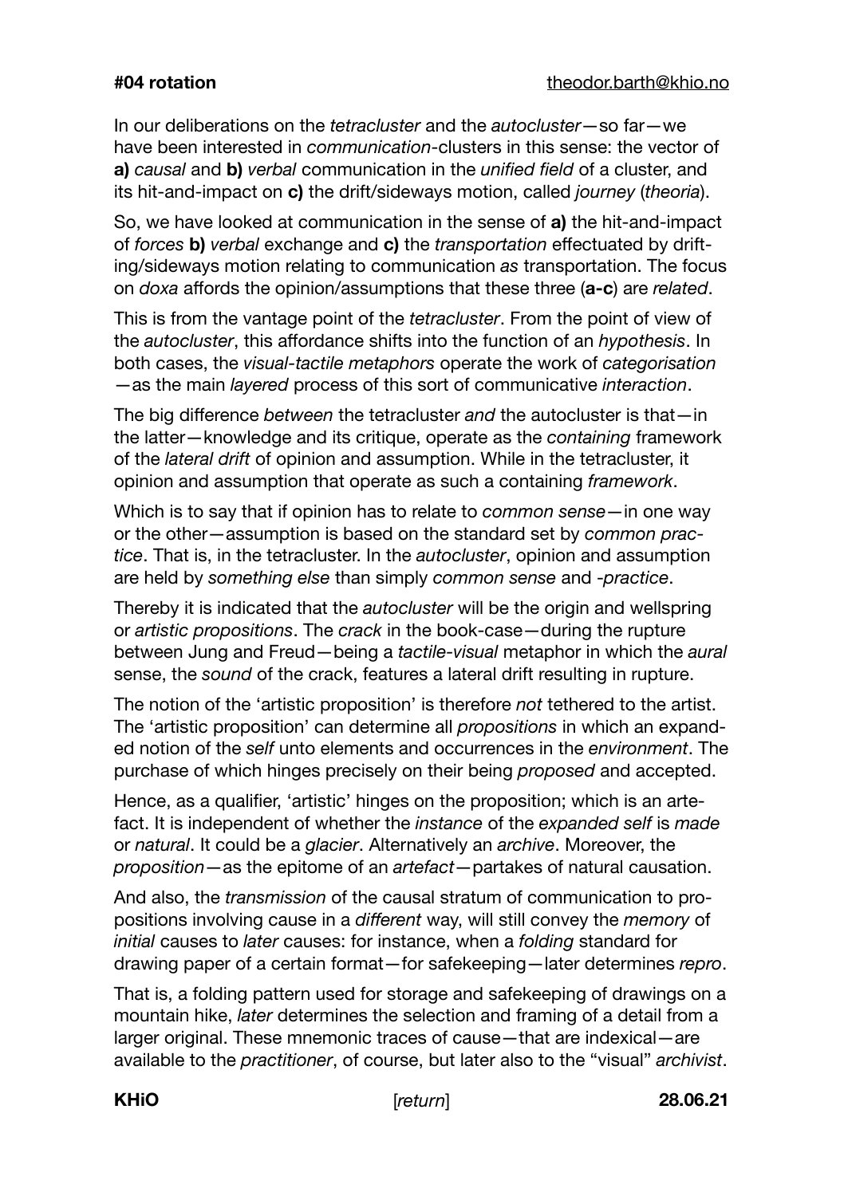In our deliberations on the *tetracluster* and the *autocluster*—so far—we have been interested in *communication*-clusters in this sense: the vector of **a)** *causal* and **b)** *verbal* communication in the *unified field* of a cluster, and its hit-and-impact on **c)** the drift/sideways motion, called *journey* (*theoria*).

So, we have looked at communication in the sense of **a)** the hit-and-impact of *forces* **b)** *verbal* exchange and **c)** the *transportation* effectuated by drifting/sideways motion relating to communication *as* transportation. The focus on *doxa* affords the opinion/assumptions that these three (**a-c**) are *related*.

This is from the vantage point of the *tetracluster*. From the point of view of the *autocluster*, this affordance shifts into the function of an *hypothesis*. In both cases, the *visual-tactile metaphors* operate the work of *categorisation*—as the main *layered* process of this sort of communicative *interaction*.

The big difference *between* the tetracluster *and* the autocluster is that—in the latter—knowledge and its critique, operate as the *containing* framework of the *lateral drift* of opinion and assumption. While in the tetracluster, it opinion and assumption that operate as such a containing *framework*.

Which is to say that if opinion has to relate to *common sense*—in one way or the other—assumption is based on the standard set by *common practice*. That is, in the tetracluster. In the *autocluster*, opinion and assumption are held by *something else* than simply *common sense* and *-practice*.

Thereby it is indicated that the *autocluster* will be the origin and wellspring or *artistic propositions*. The *crack* in the book-case—during the rupture between Jung and Freud—being a *tactile-visual* metaphor in which the *aural* sense, the *sound* of the crack, features a lateral drift resulting in rupture.

The notion of the 'artistic proposition' is therefore *not* tethered to the artist. The 'artistic proposition' can determine all *propositions* in which an expanded notion of the *self* unto elements and occurrences in the *environment*. The purchase of which hinges precisely on their being *proposed* and accepted.

Hence, as a qualifier, 'artistic' hinges on the proposition; which is an artefact. It is independent of whether the *instance* of the *expanded self* is *made* or *natural*. It could be a *glacier*. Alternatively an *archive*. Moreover, the *proposition*—as the epitome of an *artefact*—partakes of natural causation.

And also, the *transmission* of the causal stratum of communication to propositions involving cause in a *different* way, will still convey the *memory* of *initial* causes to *later* causes: for instance, when a *folding* standard for drawing paper of a certain format—for safekeeping—later determines *repro*.

That is, a folding pattern used for storage and safekeeping of drawings on a mountain hike, *later* determines the selection and framing of a detail from a larger original. These mnemonic traces of cause—that are indexical—are available to the *practitioner*, of course, but later also to the "visual" *archivist*.